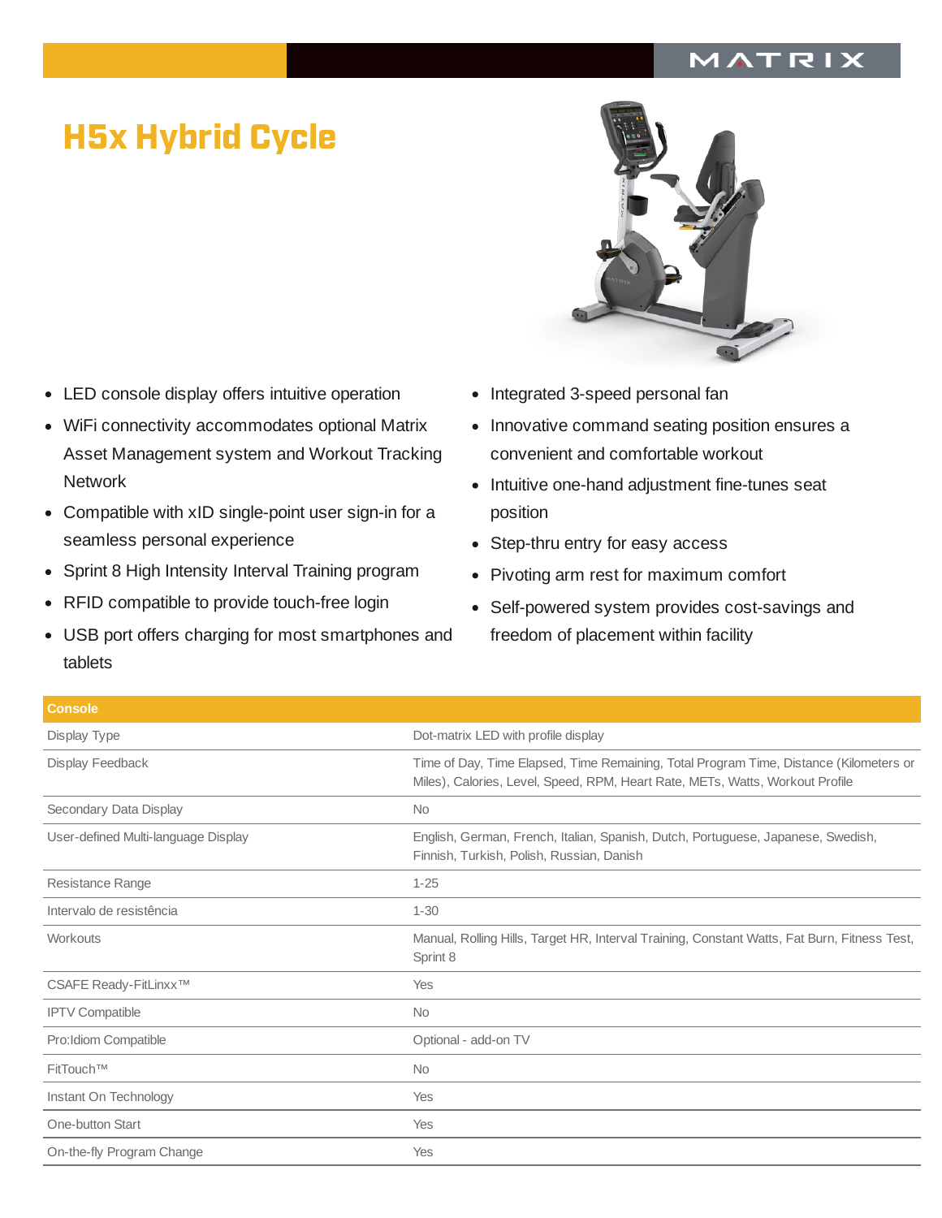MATRIX

# H5x Hybrid Cycle

- LED console display offers intuitive operation
- WiFi connectivity accommodates optional Matrix Asset Management system and Workout Tracking Network
- Compatible with xID single-point user sign-in for a seamless personal experience
- Sprint 8 High Intensity Interval Training program
- RFID compatible to provide touch-free login
- USB port offers charging for most smartphones and tablets
- Integrated 3-speed personal fan
- Innovative command seating position ensures a convenient and comfortable workout
- Intuitive one-hand adjustment fine-tunes seat position
- Step-thru entry for easy access
- Pivoting arm rest for maximum comfort
- Self-powered system provides cost-savings and freedom of placement within facility

| Console | |
|---|---|
| Display Type | Dot-matrix LED with profile display |
| Display Feedback | Time of Day, Time Elapsed, Time Remaining, Total Program Time, Distance (Kilometers or Miles), Calories, Level, Speed, RPM, Heart Rate, METs, Watts, Workout Profile |
| Secondary Data Display | No |
| User-defined Multi-language Display | English, German, French, Italian, Spanish, Dutch, Portuguese, Japanese, Swedish, Finnish, Turkish, Polish, Russian, Danish |
| Resistance Range | 1-25 |
| Intervalo de resistência | 1-30 |
| Workouts | Manual, Rolling Hills, Target HR, Interval Training, Constant Watts, Fat Burn, Fitness Test, Sprint 8 |
| CSAFE Ready-FitLinxx™ | Yes |
| IPTV Compatible | No |
| Pro:Idiom Compatible | Optional - add-on TV |
| FitTouch™ | No |
| Instant On Technology | Yes |
| One-button Start | Yes |
| On-the-fly Program Change | Yes |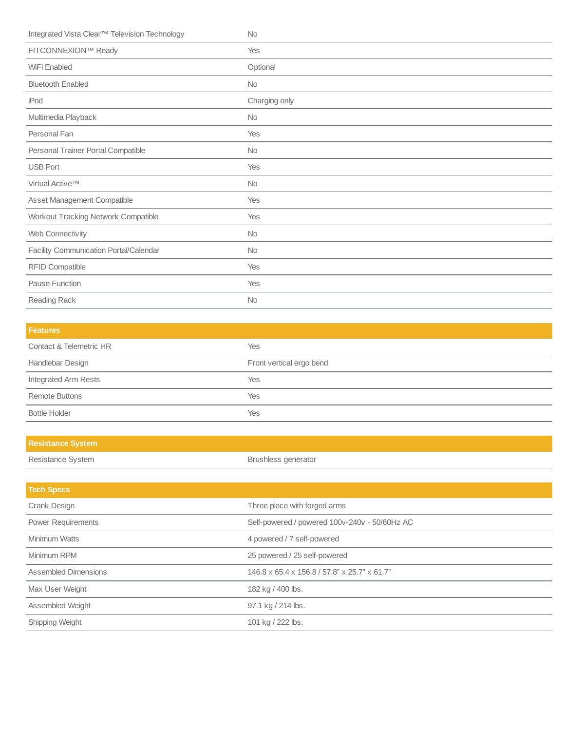| | |
|---|---|
| Integrated Vista Clear™ Television Technology | No |
| FITCONNEXION™ Ready | Yes |
| WiFi Enabled | Optional |
| Bluetooth Enabled | No |
| iPod | Charging only |
| Multimedia Playback | No |
| Personal Fan | Yes |
| Personal Trainer Portal Compatible | No |
| USB Port | Yes |
| Virtual Active™ | No |
| Asset Management Compatible | Yes |
| Workout Tracking Network Compatible | Yes |
| Web Connectivity | No |
| Facility Communication Portal/Calendar | No |
| RFID Compatible | Yes |
| Pause Function | Yes |
| Reading Rack | No |

| Features | |
|---|---|
| Contact & Telemetric HR | Yes |
| Handlebar Design | Front vertical ergo bend |
| Integrated Arm Rests | Yes |
| Remote Buttons | Yes |
| Bottle Holder | Yes |

| Resistance System | |
|---|---|
| Resistance System | Brushless generator |

| Tech Specs | |
|---|---|
| Crank Design | Three piece with forged arms |
| Power Requirements | Self-powered / powered 100v-240v - 50/60Hz AC |
| Minimum Watts | 4 powered / 7 self-powered |
| Minimum RPM | 25 powered / 25 self-powered |
| Assembled Dimensions | 146.8 x 65.4 x 156.8 / 57.8" x 25.7" x 61.7" |
| Max User Weight | 182 kg / 400 lbs. |
| Assembled Weight | 97.1 kg / 214 lbs. |
| Shipping Weight | 101 kg / 222 lbs. |